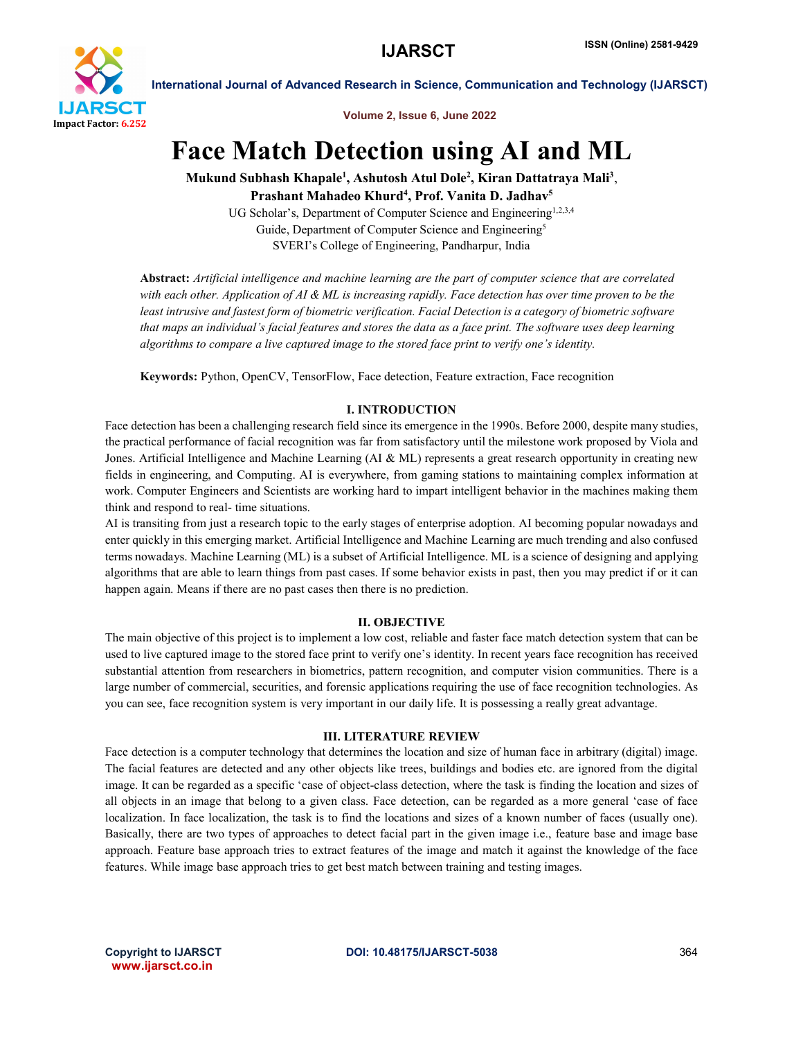# Face Match Detection using AI and ML

**Mukund Subhash Khapale[1], Ashutosh Atul Dole[2], Kiran Dattatraya Mali[3], Prashant Mahadeo Khurd[4], Prof. Vanita D. Jadhav[5]**

UG Scholar's, Department of Computer Science and Engineering[1,2,3,4]
Guide, Department of Computer Science and Engineering[5]
SVERI's College of Engineering, Pandharpur, India

**Abstract:** *Artificial intelligence and machine learning are the part of computer science that are correlated with each other. Application of AI & ML is increasing rapidly. Face detection has over time proven to be the least intrusive and fastest form of biometric verification. Facial Detection is a category of biometric software that maps an individual's facial features and stores the data as a face print. The software uses deep learning algorithms to compare a live captured image to the stored face print to verify one's identity.*

**Keywords:** Python, OpenCV, TensorFlow, Face detection, Feature extraction, Face recognition

## I. INTRODUCTION

Face detection has been a challenging research field since its emergence in the 1990s. Before 2000, despite many studies, the practical performance of facial recognition was far from satisfactory until the milestone work proposed by Viola and Jones. Artificial Intelligence and Machine Learning (AI & ML) represents a great research opportunity in creating new fields in engineering, and Computing. AI is everywhere, from gaming stations to maintaining complex information at work. Computer Engineers and Scientists are working hard to impart intelligent behavior in the machines making them think and respond to real- time situations.

AI is transiting from just a research topic to the early stages of enterprise adoption. AI becoming popular nowadays and enter quickly in this emerging market. Artificial Intelligence and Machine Learning are much trending and also confused terms nowadays. Machine Learning (ML) is a subset of Artificial Intelligence. ML is a science of designing and applying algorithms that are able to learn things from past cases. If some behavior exists in past, then you may predict if or it can happen again. Means if there are no past cases then there is no prediction.

## II. OBJECTIVE

The main objective of this project is to implement a low cost, reliable and faster face match detection system that can be used to live captured image to the stored face print to verify one's identity. In recent years face recognition has received substantial attention from researchers in biometrics, pattern recognition, and computer vision communities. There is a large number of commercial, securities, and forensic applications requiring the use of face recognition technologies. As you can see, face recognition system is very important in our daily life. It is possessing a really great advantage.

## III. LITERATURE REVIEW

Face detection is a computer technology that determines the location and size of human face in arbitrary (digital) image. The facial features are detected and any other objects like trees, buildings and bodies etc. are ignored from the digital image. It can be regarded as a specific 'case of object-class detection, where the task is finding the location and sizes of all objects in an image that belong to a given class. Face detection, can be regarded as a more general 'case of face localization. In face localization, the task is to find the locations and sizes of a known number of faces (usually one). Basically, there are two types of approaches to detect facial part in the given image i.e., feature base and image base approach. Feature base approach tries to extract features of the image and match it against the knowledge of the face features. While image base approach tries to get best match between training and testing images.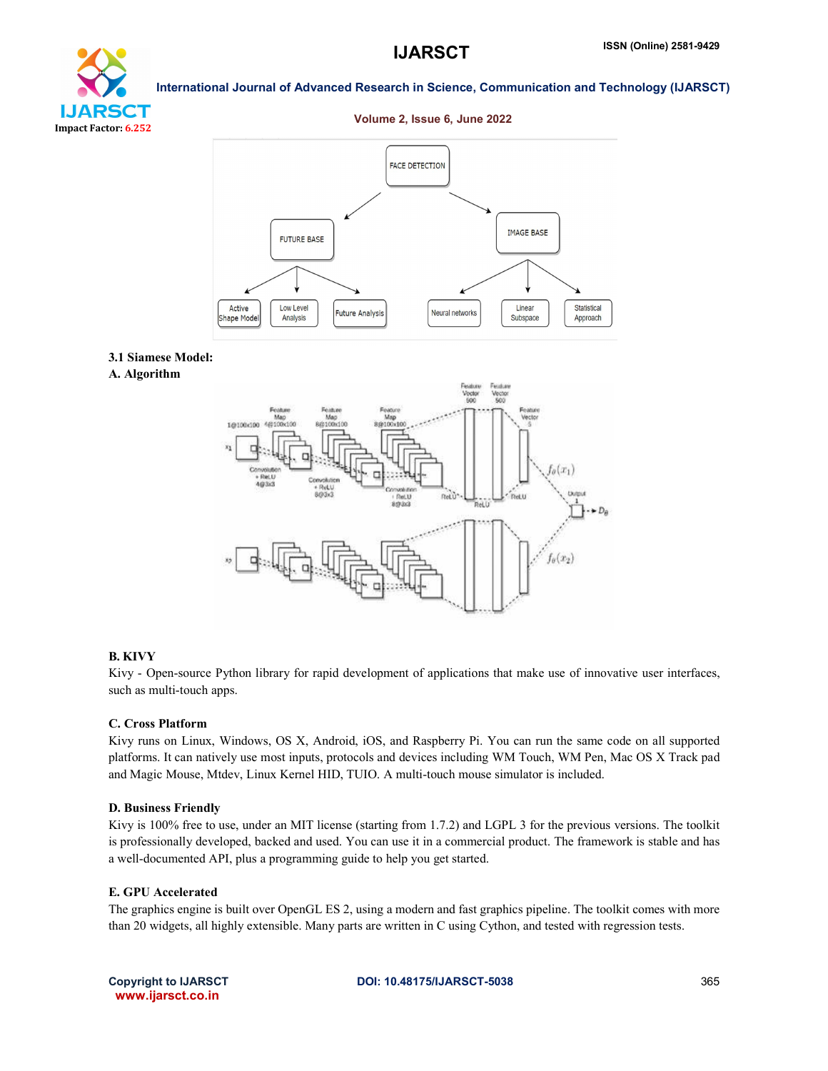### 3.1 Siamese Model:

**A. Algorithm**

**B. KIVY**

Kivy - Open-source Python library for rapid development of applications that make use of innovative user interfaces, such as multi-touch apps.

**C. Cross Platform**

Kivy runs on Linux, Windows, OS X, Android, iOS, and Raspberry Pi. You can run the same code on all supported platforms. It can natively use most inputs, protocols and devices including WM Touch, WM Pen, Mac OS X Track pad and Magic Mouse, Mtdev, Linux Kernel HID, TUIO. A multi-touch mouse simulator is included.

**D. Business Friendly**

Kivy is 100% free to use, under an MIT license (starting from 1.7.2) and LGPL 3 for the previous versions. The toolkit is professionally developed, backed and used. You can use it in a commercial product. The framework is stable and has a well-documented API, plus a programming guide to help you get started.

**E. GPU Accelerated**

The graphics engine is built over OpenGL ES 2, using a modern and fast graphics pipeline. The toolkit comes with more than 20 widgets, all highly extensible. Many parts are written in C using Cython, and tested with regression tests.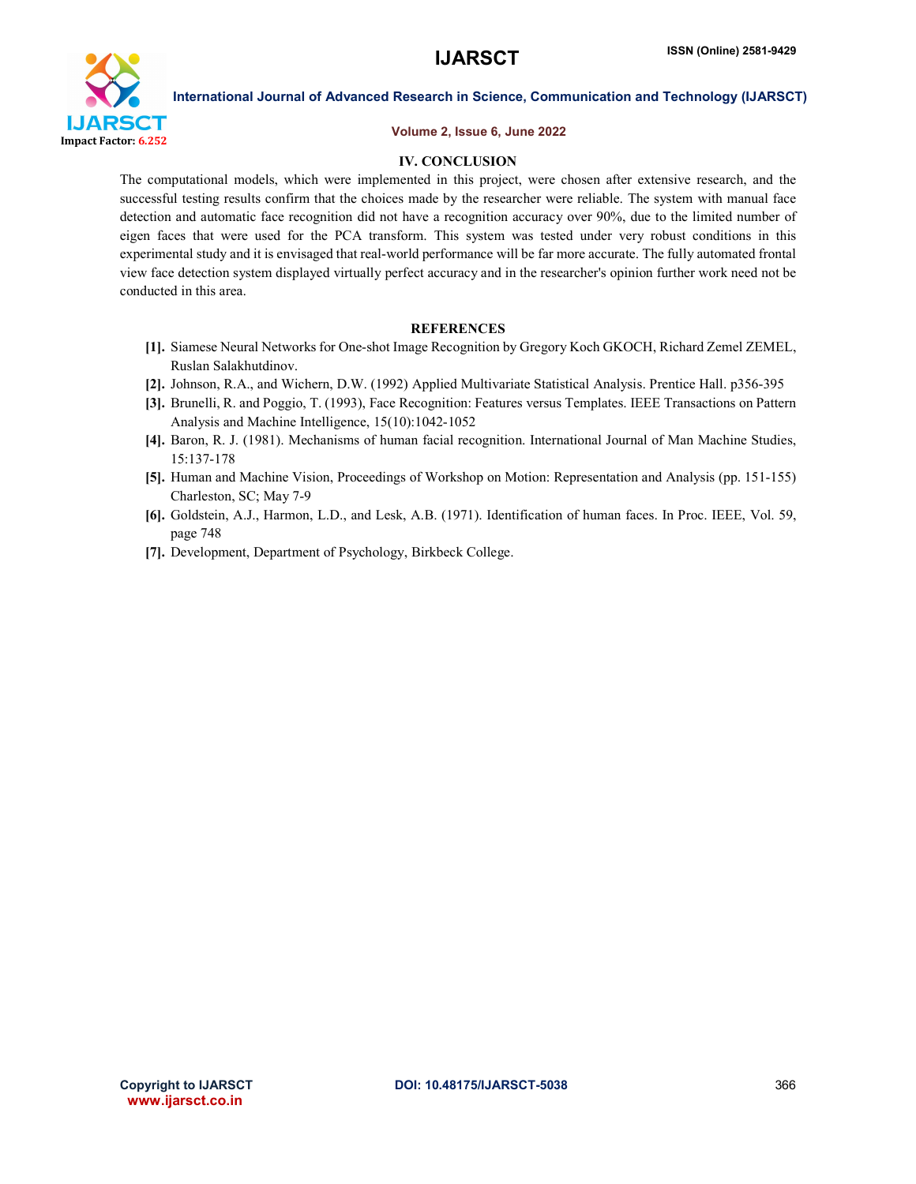## IV. CONCLUSION

The computational models, which were implemented in this project, were chosen after extensive research, and the successful testing results confirm that the choices made by the researcher were reliable. The system with manual face detection and automatic face recognition did not have a recognition accuracy over 90%, due to the limited number of eigen faces that were used for the PCA transform. This system was tested under very robust conditions in this experimental study and it is envisaged that real-world performance will be far more accurate. The fully automated frontal view face detection system displayed virtually perfect accuracy and in the researcher's opinion further work need not be conducted in this area.

## REFERENCES

- **[1].** Siamese Neural Networks for One-shot Image Recognition by Gregory Koch GKOCH, Richard Zemel ZEMEL, Ruslan Salakhutdinov.
- **[2].** Johnson, R.A., and Wichern, D.W. (1992) Applied Multivariate Statistical Analysis. Prentice Hall. p356-395
- **[3].** Brunelli, R. and Poggio, T. (1993), Face Recognition: Features versus Templates. IEEE Transactions on Pattern Analysis and Machine Intelligence, 15(10):1042-1052
- **[4].** Baron, R. J. (1981). Mechanisms of human facial recognition. International Journal of Man Machine Studies, 15:137-178
- **[5].** Human and Machine Vision, Proceedings of Workshop on Motion: Representation and Analysis (pp. 151-155) Charleston, SC; May 7-9
- **[6].** Goldstein, A.J., Harmon, L.D., and Lesk, A.B. (1971). Identification of human faces. In Proc. IEEE, Vol. 59, page 748
- **[7].** Development, Department of Psychology, Birkbeck College.